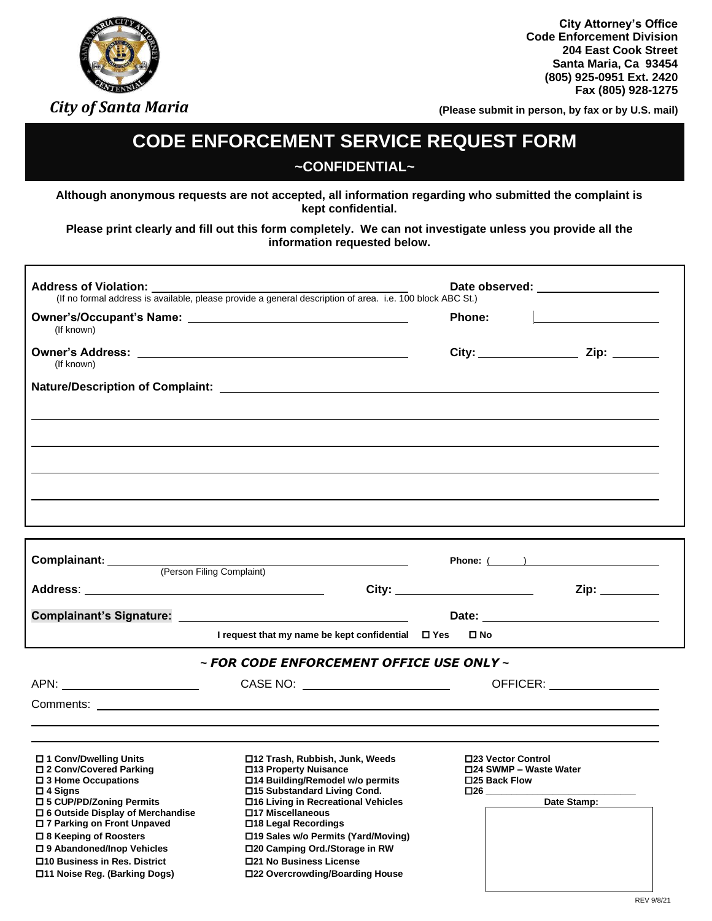City of Santa Maria

**City Attorney's Office**
**Code Enforcement Division**
**204 East Cook Street**
**Santa Maria, Ca 93454**
**(805) 925-0951 Ext. 2420**
**Fax (805) 928-1275**

**(Please submit in person, by fax or by U.S. mail)**

# CODE ENFORCEMENT SERVICE REQUEST FORM

## ~CONFIDENTIAL~

**Although anonymous requests are not accepted, all information regarding who submitted the complaint is kept confidential.**

**Please print clearly and fill out this form completely. We can not investigate unless you provide all the information requested below.**

**Address of Violation:** ______________________________ **Date observed:** ______________
(If no formal address is available, please provide a general description of area. i.e. 100 block ABC St.)

**Owner's/Occupant's Name:** ______________________________ **Phone:** ______________
(If known)

**Owner's Address:** ______________________________ **City:** ____________ **Zip:** ________
(If known)

**Nature/Description of Complaint:** ______________________________

______________________________

______________________________

______________________________

______________________________

**Complainant:** ______________________________ **Phone:** ( ) ______________
(Person Filing Complaint)

**Address:** ______________________ **City:** ______________ **Zip:** ________

**Complainant's Signature:** ______________________ **Date:** ______________

**I request that my name be kept confidential** ☐ **Yes** ☐ **No**

***~ FOR CODE ENFORCEMENT OFFICE USE ONLY ~***

APN: ______________ CASE NO: ______________ OFFICER: ______________

Comments: ______________________________

______________________________

- ☐ **1 Conv/Dwelling Units**
- ☐ **2 Conv/Covered Parking**
- ☐ **3 Home Occupations**
- ☐ **4 Signs**
- ☐ **5 CUP/PD/Zoning Permits**
- ☐ **6 Outside Display of Merchandise**
- ☐ **7 Parking on Front Unpaved**
- ☐ **8 Keeping of Roosters**
- ☐ **9 Abandoned/Inop Vehicles**
- ☐ **10 Business in Res. District**
- ☐ **11 Noise Reg. (Barking Dogs)**
- ☐ **12 Trash, Rubbish, Junk, Weeds**
- ☐ **13 Property Nuisance**
- ☐ **14 Building/Remodel w/o permits**
- ☐ **15 Substandard Living Cond.**
- ☐ **16 Living in Recreational Vehicles**
- ☐ **17 Miscellaneous**
- ☐ **18 Legal Recordings**
- ☐ **19 Sales w/o Permits (Yard/Moving)**
- ☐ **20 Camping Ord./Storage in RW**
- ☐ **21 No Business License**
- ☐ **22 Overcrowding/Boarding House**
- ☐ **23 Vector Control**
- ☐ **24 SWMP – Waste Water**
- ☐ **25 Back Flow**
- ☐ **26** ______________

**Date Stamp:**

REV 9/8/21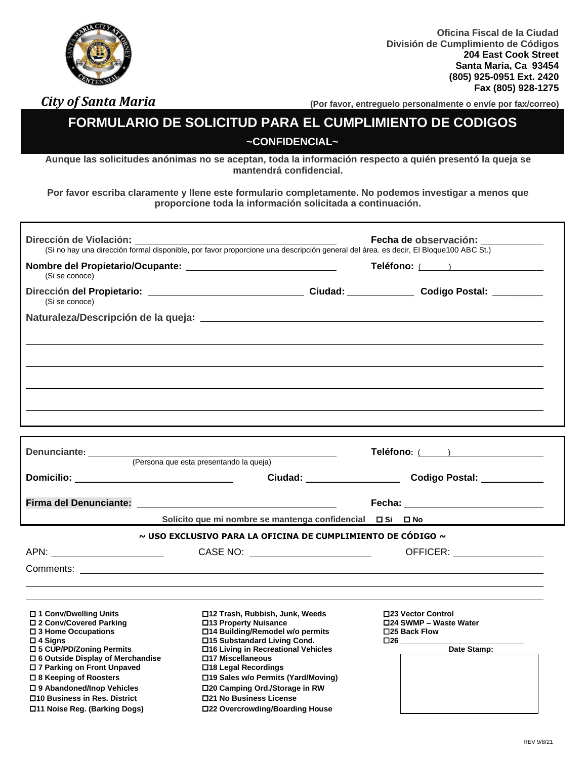Oficina Fiscal de la Ciudad
División de Cumplimiento de Códigos
**204 East Cook Street**
**Santa Maria, Ca 93454**
**(805) 925-0951 Ext. 2420**
**Fax (805) 928-1275**

*City of Santa Maria*

**(Por favor, entreguelo personalmente o envíe por fax/correo)**

# FORMULARIO DE SOLICITUD PARA EL CUMPLIMIENTO DE CODIGOS

**~CONFIDENCIAL~**

**Aunque las solicitudes anónimas no se aceptan, toda la información respecto a quién presentó la queja se mantendrá confidencial.**

**Por favor escriba claramente y llene este formulario completamente. No podemos investigar a menos que proporcione toda la información solicitada a continuación.**

**Dirección de Violación:** ______________________ **Fecha de observación:** __________
(Si no hay una dirección formal disponible, por favor proporcione una descripción general del área. es decir, El Bloque100 ABC St.)

**Nombre del Propietario/Ocupante:** ______________________ **Teléfono:** (____) __________
(Si se conoce)

**Dirección del Propietario:** ______________________ **Ciudad:** __________ **Codigo Postal:** __________
(Si se conoce)

**Naturaleza/Descripción de la queja:** ______________________

______________________

______________________

______________________

______________________

**Denunciante:** ______________________ **Teléfono:** (____) __________
(Persona que esta presentando la queja)

**Domicilio:** ______________________ **Ciudad:** __________ **Codigo Postal:** __________

**Firma del Denunciante:** ______________________ **Fecha:** __________

**Solicito que mi nombre se mantenga confidencial** ☐ **Si** ☐ **No**

**~ USO EXCLUSIVO PARA LA OFICINA DE CUMPLIMIENTO DE CÓDIGO ~**

APN: __________ CASE NO: __________ OFFICER: __________

Comments: ______________________

______________________

- ☐ **1 Conv/Dwelling Units**
- ☐ **2 Conv/Covered Parking**
- ☐ **3 Home Occupations**
- ☐ **4 Signs**
- ☐ **5 CUP/PD/Zoning Permits**
- ☐ **6 Outside Display of Merchandise**
- ☐ **7 Parking on Front Unpaved**
- ☐ **8 Keeping of Roosters**
- ☐ **9 Abandoned/Inop Vehicles**
- ☐ **10 Business in Res. District**
- ☐ **11 Noise Reg. (Barking Dogs)**
- ☐ **12 Trash, Rubbish, Junk, Weeds**
- ☐ **13 Property Nuisance**
- ☐ **14 Building/Remodel w/o permits**
- ☐ **15 Substandard Living Cond.**
- ☐ **16 Living in Recreational Vehicles**
- ☐ **17 Miscellaneous**
- ☐ **18 Legal Recordings**
- ☐ **19 Sales w/o Permits (Yard/Moving)**
- ☐ **20 Camping Ord./Storage in RW**
- ☐ **21 No Business License**
- ☐ **22 Overcrowding/Boarding House**
- ☐ **23 Vector Control**
- ☐ **24 SWMP – Waste Water**
- ☐ **25 Back Flow**
- ☐ **26** __________

**Date Stamp:**

REV 9/8/21